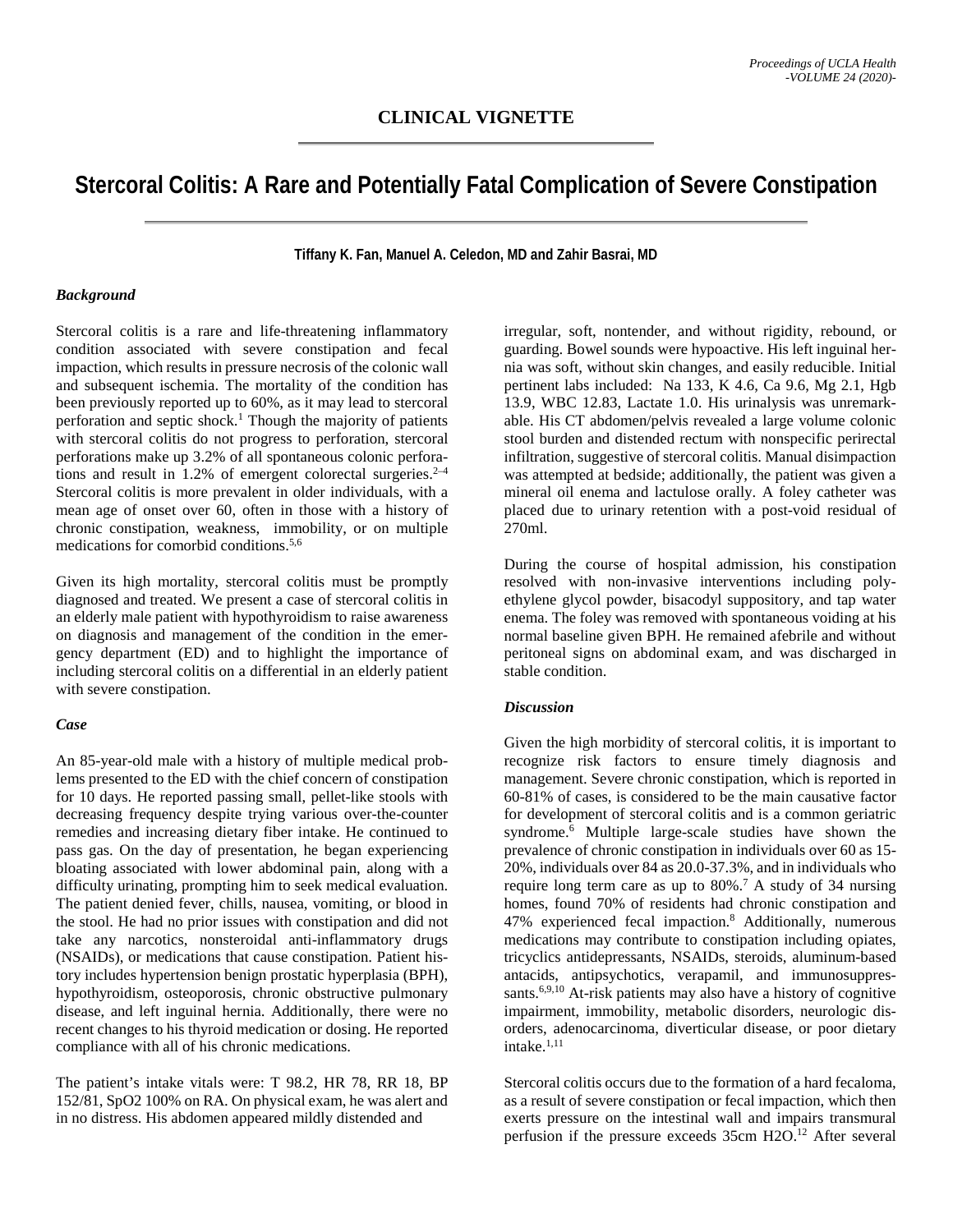**CLINICAL VIGNETTE**

# Stercoral Colitis: A Rare and Potentially Fatal Complication of Severe Constipation

**Tiffany K. Fan, Manuel A. Celedon, MD and Zahir Basrai, MD**

### *Background*

Stercoral colitis is a rare and life-threatening inflammatory condition associated with severe constipation and fecal impaction, which results in pressure necrosis of the colonic wall and subsequent ischemia. The mortality of the condition has been previously reported up to 60%, as it may lead to stercoral perforation and septic shock.[1] Though the majority of patients with stercoral colitis do not progress to perforation, stercoral perforations make up 3.2% of all spontaneous colonic perforations and result in 1.2% of emergent colorectal surgeries.[2–4] Stercoral colitis is more prevalent in older individuals, with a mean age of onset over 60, often in those with a history of chronic constipation, weakness, immobility, or on multiple medications for comorbid conditions.[5,6]

Given its high mortality, stercoral colitis must be promptly diagnosed and treated. We present a case of stercoral colitis in an elderly male patient with hypothyroidism to raise awareness on diagnosis and management of the condition in the emergency department (ED) and to highlight the importance of including stercoral colitis on a differential in an elderly patient with severe constipation.

### *Case*

An 85-year-old male with a history of multiple medical problems presented to the ED with the chief concern of constipation for 10 days. He reported passing small, pellet-like stools with decreasing frequency despite trying various over-the-counter remedies and increasing dietary fiber intake. He continued to pass gas. On the day of presentation, he began experiencing bloating associated with lower abdominal pain, along with a difficulty urinating, prompting him to seek medical evaluation. The patient denied fever, chills, nausea, vomiting, or blood in the stool. He had no prior issues with constipation and did not take any narcotics, nonsteroidal anti-inflammatory drugs (NSAIDs), or medications that cause constipation. Patient history includes hypertension benign prostatic hyperplasia (BPH), hypothyroidism, osteoporosis, chronic obstructive pulmonary disease, and left inguinal hernia. Additionally, there were no recent changes to his thyroid medication or dosing. He reported compliance with all of his chronic medications.

The patient's intake vitals were: T 98.2, HR 78, RR 18, BP 152/81, SpO2 100% on RA. On physical exam, he was alert and in no distress. His abdomen appeared mildly distended and irregular, soft, nontender, and without rigidity, rebound, or guarding. Bowel sounds were hypoactive. His left inguinal hernia was soft, without skin changes, and easily reducible. Initial pertinent labs included: Na 133, K 4.6, Ca 9.6, Mg 2.1, Hgb 13.9, WBC 12.83, Lactate 1.0. His urinalysis was unremarkable. His CT abdomen/pelvis revealed a large volume colonic stool burden and distended rectum with nonspecific perirectal infiltration, suggestive of stercoral colitis. Manual disimpaction was attempted at bedside; additionally, the patient was given a mineral oil enema and lactulose orally. A foley catheter was placed due to urinary retention with a post-void residual of 270ml.

During the course of hospital admission, his constipation resolved with non-invasive interventions including polyethylene glycol powder, bisacodyl suppository, and tap water enema. The foley was removed with spontaneous voiding at his normal baseline given BPH. He remained afebrile and without peritoneal signs on abdominal exam, and was discharged in stable condition.

### *Discussion*

Given the high morbidity of stercoral colitis, it is important to recognize risk factors to ensure timely diagnosis and management. Severe chronic constipation, which is reported in 60-81% of cases, is considered to be the main causative factor for development of stercoral colitis and is a common geriatric syndrome.[6] Multiple large-scale studies have shown the prevalence of chronic constipation in individuals over 60 as 15-20%, individuals over 84 as 20.0-37.3%, and in individuals who require long term care as up to 80%.[7] A study of 34 nursing homes, found 70% of residents had chronic constipation and 47% experienced fecal impaction.[8] Additionally, numerous medications may contribute to constipation including opiates, tricyclics antidepressants, NSAIDs, steroids, aluminum-based antacids, antipsychotics, verapamil, and immunosuppressants.[6,9,10] At-risk patients may also have a history of cognitive impairment, immobility, metabolic disorders, neurologic disorders, adenocarcinoma, diverticular disease, or poor dietary intake.[1,11]

Stercoral colitis occurs due to the formation of a hard fecaloma, as a result of severe constipation or fecal impaction, which then exerts pressure on the intestinal wall and impairs transmural perfusion if the pressure exceeds 35cm $H_2O$.[12] After several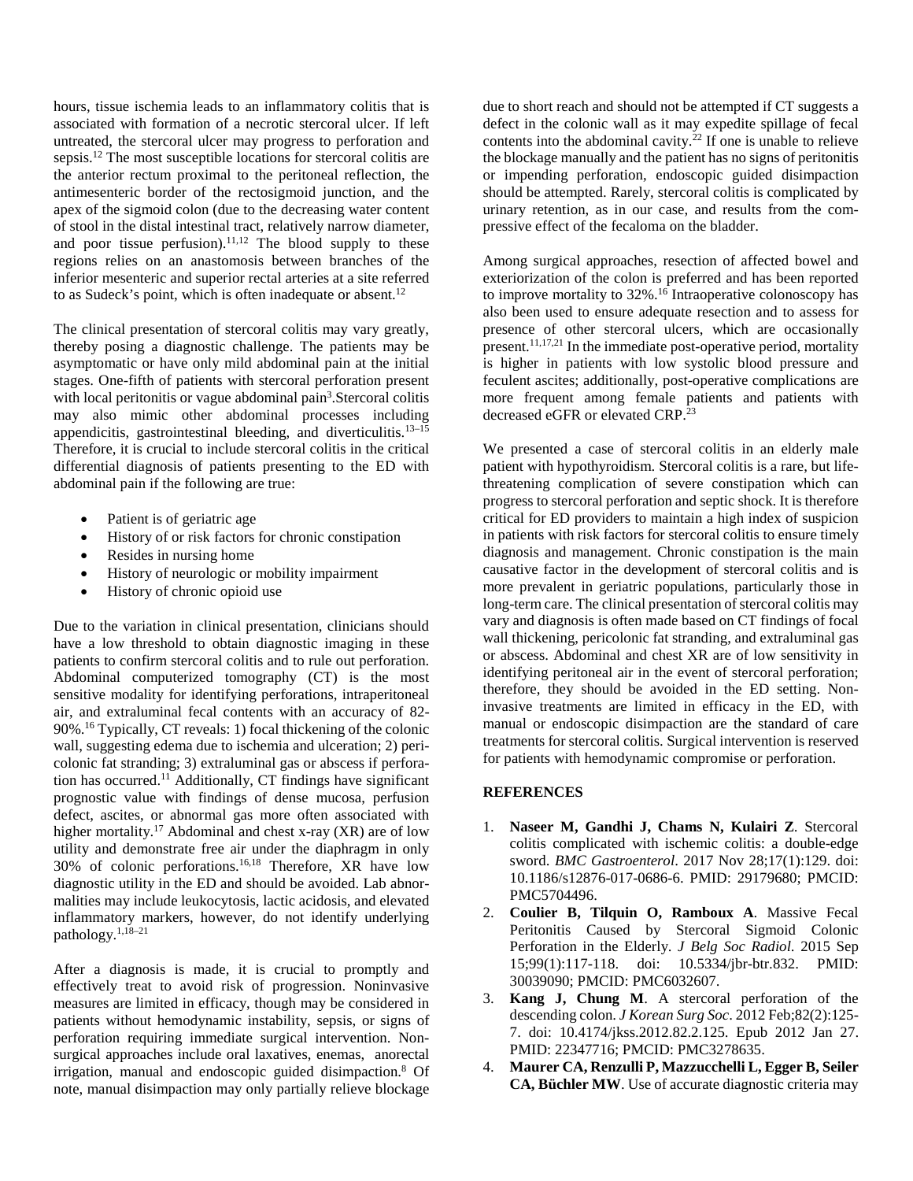hours, tissue ischemia leads to an inflammatory colitis that is associated with formation of a necrotic stercoral ulcer. If left untreated, the stercoral ulcer may progress to perforation and sepsis.[12] The most susceptible locations for stercoral colitis are the anterior rectum proximal to the peritoneal reflection, the antimesenteric border of the rectosigmoid junction, and the apex of the sigmoid colon (due to the decreasing water content of stool in the distal intestinal tract, relatively narrow diameter, and poor tissue perfusion).[11,12] The blood supply to these regions relies on an anastomosis between branches of the inferior mesenteric and superior rectal arteries at a site referred to as Sudeck's point, which is often inadequate or absent.[12]

The clinical presentation of stercoral colitis may vary greatly, thereby posing a diagnostic challenge. The patients may be asymptomatic or have only mild abdominal pain at the initial stages. One-fifth of patients with stercoral perforation present with local peritonitis or vague abdominal pain[3].Stercoral colitis may also mimic other abdominal processes including appendicitis, gastrointestinal bleeding, and diverticulitis.[13–15] Therefore, it is crucial to include stercoral colitis in the critical differential diagnosis of patients presenting to the ED with abdominal pain if the following are true:

- Patient is of geriatric age
- History of or risk factors for chronic constipation
- Resides in nursing home
- History of neurologic or mobility impairment
- History of chronic opioid use

Due to the variation in clinical presentation, clinicians should have a low threshold to obtain diagnostic imaging in these patients to confirm stercoral colitis and to rule out perforation. Abdominal computerized tomography (CT) is the most sensitive modality for identifying perforations, intraperitoneal air, and extraluminal fecal contents with an accuracy of 82-90%.[16] Typically, CT reveals: 1) focal thickening of the colonic wall, suggesting edema due to ischemia and ulceration; 2) pericolonic fat stranding; 3) extraluminal gas or abscess if perforation has occurred.[11] Additionally, CT findings have significant prognostic value with findings of dense mucosa, perfusion defect, ascites, or abnormal gas more often associated with higher mortality.[17] Abdominal and chest x-ray (XR) are of low utility and demonstrate free air under the diaphragm in only 30% of colonic perforations.[16,18] Therefore, XR have low diagnostic utility in the ED and should be avoided. Lab abnormalities may include leukocytosis, lactic acidosis, and elevated inflammatory markers, however, do not identify underlying pathology.[1,18–21]

After a diagnosis is made, it is crucial to promptly and effectively treat to avoid risk of progression. Noninvasive measures are limited in efficacy, though may be considered in patients without hemodynamic instability, sepsis, or signs of perforation requiring immediate surgical intervention. Nonsurgical approaches include oral laxatives, enemas, anorectal irrigation, manual and endoscopic guided disimpaction.[8] Of note, manual disimpaction may only partially relieve blockage due to short reach and should not be attempted if CT suggests a defect in the colonic wall as it may expedite spillage of fecal contents into the abdominal cavity.[22] If one is unable to relieve the blockage manually and the patient has no signs of peritonitis or impending perforation, endoscopic guided disimpaction should be attempted. Rarely, stercoral colitis is complicated by urinary retention, as in our case, and results from the compressive effect of the fecaloma on the bladder.

Among surgical approaches, resection of affected bowel and exteriorization of the colon is preferred and has been reported to improve mortality to 32%.[16] Intraoperative colonoscopy has also been used to ensure adequate resection and to assess for presence of other stercoral ulcers, which are occasionally present.[11,17,21] In the immediate post-operative period, mortality is higher in patients with low systolic blood pressure and feculent ascites; additionally, post-operative complications are more frequent among female patients and patients with decreased eGFR or elevated CRP.[23]

We presented a case of stercoral colitis in an elderly male patient with hypothyroidism. Stercoral colitis is a rare, but life-threatening complication of severe constipation which can progress to stercoral perforation and septic shock. It is therefore critical for ED providers to maintain a high index of suspicion in patients with risk factors for stercoral colitis to ensure timely diagnosis and management. Chronic constipation is the main causative factor in the development of stercoral colitis and is more prevalent in geriatric populations, particularly those in long-term care. The clinical presentation of stercoral colitis may vary and diagnosis is often made based on CT findings of focal wall thickening, pericolonic fat stranding, and extraluminal gas or abscess. Abdominal and chest XR are of low sensitivity in identifying peritoneal air in the event of stercoral perforation; therefore, they should be avoided in the ED setting. Non-invasive treatments are limited in efficacy in the ED, with manual or endoscopic disimpaction are the standard of care treatments for stercoral colitis. Surgical intervention is reserved for patients with hemodynamic compromise or perforation.

## REFERENCES

1. **Naseer M, Gandhi J, Chams N, Kulairi Z**. Stercoral colitis complicated with ischemic colitis: a double-edge sword. *BMC Gastroenterol*. 2017 Nov 28;17(1):129. doi: 10.1186/s12876-017-0686-6. PMID: 29179680; PMCID: PMC5704496.
2. **Coulier B, Tilquin O, Ramboux A**. Massive Fecal Peritonitis Caused by Stercoral Sigmoid Colonic Perforation in the Elderly. *J Belg Soc Radiol*. 2015 Sep 15;99(1):117-118. doi: 10.5334/jbr-btr.832. PMID: 30039090; PMCID: PMC6032607.
3. **Kang J, Chung M**. A stercoral perforation of the descending colon. *J Korean Surg Soc*. 2012 Feb;82(2):125-7. doi: 10.4174/jkss.2012.82.2.125. Epub 2012 Jan 27. PMID: 22347716; PMCID: PMC3278635.
4. **Maurer CA, Renzulli P, Mazzucchelli L, Egger B, Seiler CA, Büchler MW**. Use of accurate diagnostic criteria may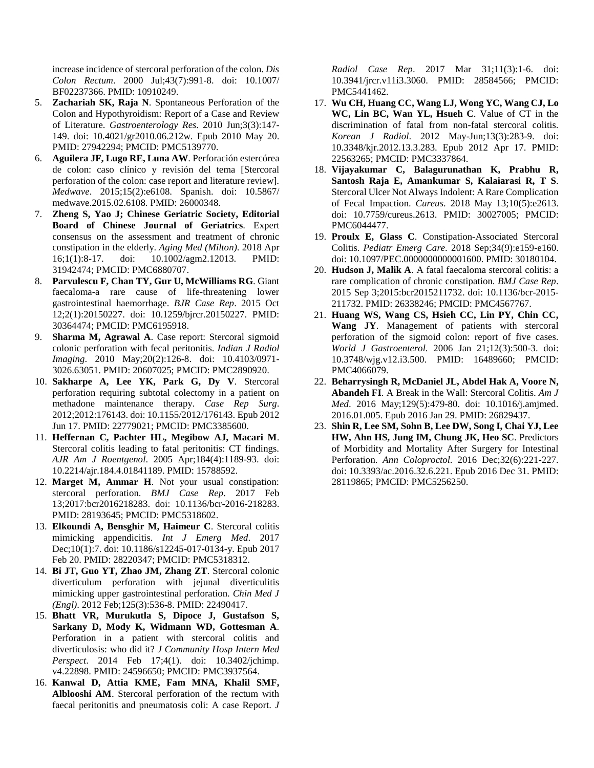increase incidence of stercoral perforation of the colon. *Dis Colon Rectum*. 2000 Jul;43(7):991-8. doi: 10.1007/BF02237366. PMID: 10910249.

5. **Zachariah SK, Raja N**. Spontaneous Perforation of the Colon and Hypothyroidism: Report of a Case and Review of Literature. *Gastroenterology Res*. 2010 Jun;3(3):147-149. doi: 10.4021/gr2010.06.212w. Epub 2010 May 20. PMID: 27942294; PMCID: PMC5139770.
6. **Aguilera JF, Lugo RE, Luna AW**. Perforación estercórea de colon: caso clínico y revisión del tema [Stercoral perforation of the colon: case report and literature review]. *Medwave*. 2015;15(2):e6108. Spanish. doi: 10.5867/medwave.2015.02.6108. PMID: 26000348.
7. **Zheng S, Yao J; Chinese Geriatric Society, Editorial Board of Chinese Journal of Geriatrics**. Expert consensus on the assessment and treatment of chronic constipation in the elderly. *Aging Med (Milton)*. 2018 Apr 16;1(1):8-17. doi: 10.1002/agm2.12013. PMID: 31942474; PMCID: PMC6880707.
8. **Parvulescu F, Chan TY, Gur U, McWilliams RG**. Giant faecaloma-a rare cause of life-threatening lower gastrointestinal haemorrhage. *BJR Case Rep*. 2015 Oct 12;2(1):20150227. doi: 10.1259/bjrcr.20150227. PMID: 30364474; PMCID: PMC6195918.
9. **Sharma M, Agrawal A**. Case report: Stercoral sigmoid colonic perforation with fecal peritonitis. *Indian J Radiol Imaging*. 2010 May;20(2):126-8. doi: 10.4103/0971-3026.63051. PMID: 20607025; PMCID: PMC2890920.
10. **Sakharpe A, Lee YK, Park G, Dy V**. Stercoral perforation requiring subtotal colectomy in a patient on methadone maintenance therapy. *Case Rep Surg*. 2012;2012:176143. doi: 10.1155/2012/176143. Epub 2012 Jun 17. PMID: 22779021; PMCID: PMC3385600.
11. **Heffernan C, Pachter HL, Megibow AJ, Macari M**. Stercoral colitis leading to fatal peritonitis: CT findings. *AJR Am J Roentgenol*. 2005 Apr;184(4):1189-93. doi: 10.2214/ajr.184.4.01841189. PMID: 15788592.
12. **Marget M, Ammar H**. Not your usual constipation: stercoral perforation. *BMJ Case Rep*. 2017 Feb 13;2017:bcr2016218283. doi: 10.1136/bcr-2016-218283. PMID: 28193645; PMCID: PMC5318602.
13. **Elkoundi A, Bensghir M, Haimeur C**. Stercoral colitis mimicking appendicitis. *Int J Emerg Med*. 2017 Dec;10(1):7. doi: 10.1186/s12245-017-0134-y. Epub 2017 Feb 20. PMID: 28220347; PMCID: PMC5318312.
14. **Bi JT, Guo YT, Zhao JM, Zhang ZT**. Stercoral colonic diverticulum perforation with jejunal diverticulitis mimicking upper gastrointestinal perforation. *Chin Med J (Engl)*. 2012 Feb;125(3):536-8. PMID: 22490417.
15. **Bhatt VR, Murukutla S, Dipoce J, Gustafson S, Sarkany D, Mody K, Widmann WD, Gottesman A**. Perforation in a patient with stercoral colitis and diverticulosis: who did it? *J Community Hosp Intern Med Perspect*. 2014 Feb 17;4(1). doi: 10.3402/jchimp.v4.22898. PMID: 24596650; PMCID: PMC3937564.
16. **Kanwal D, Attia KME, Fam MNA, Khalil SMF, Alblooshi AM**. Stercoral perforation of the rectum with faecal peritonitis and pneumatosis coli: A case Report. *J Radiol Case Rep*. 2017 Mar 31;11(3):1-6. doi: 10.3941/jrcr.v11i3.3060. PMID: 28584566; PMCID: PMC5441462.
17. **Wu CH, Huang CC, Wang LJ, Wong YC, Wang CJ, Lo WC, Lin BC, Wan YL, Hsueh C**. Value of CT in the discrimination of fatal from non-fatal stercoral colitis. *Korean J Radiol*. 2012 May-Jun;13(3):283-9. doi: 10.3348/kjr.2012.13.3.283. Epub 2012 Apr 17. PMID: 22563265; PMCID: PMC3337864.
18. **Vijayakumar C, Balagurunathan K, Prabhu R, Santosh Raja E, Amankumar S, Kalaiarasi R, T S**. Stercoral Ulcer Not Always Indolent: A Rare Complication of Fecal Impaction. *Cureus*. 2018 May 13;10(5):e2613. doi: 10.7759/cureus.2613. PMID: 30027005; PMCID: PMC6044477.
19. **Proulx E, Glass C**. Constipation-Associated Stercoral Colitis. *Pediatr Emerg Care*. 2018 Sep;34(9):e159-e160. doi: 10.1097/PEC.0000000000001600. PMID: 30180104.
20. **Hudson J, Malik A**. A fatal faecaloma stercoral colitis: a rare complication of chronic constipation. *BMJ Case Rep*. 2015 Sep 3;2015:bcr2015211732. doi: 10.1136/bcr-2015-211732. PMID: 26338246; PMCID: PMC4567767.
21. **Huang WS, Wang CS, Hsieh CC, Lin PY, Chin CC, Wang JY**. Management of patients with stercoral perforation of the sigmoid colon: report of five cases. *World J Gastroenterol*. 2006 Jan 21;12(3):500-3. doi: 10.3748/wjg.v12.i3.500. PMID: 16489660; PMCID: PMC4066079.
22. **Beharrysingh R, McDaniel JL, Abdel Hak A, Voore N, Abandeh FI**. A Break in the Wall: Stercoral Colitis. *Am J Med*. 2016 May;129(5):479-80. doi: 10.1016/j.amjmed.2016.01.005. Epub 2016 Jan 29. PMID: 26829437.
23. **Shin R, Lee SM, Sohn B, Lee DW, Song I, Chai YJ, Lee HW, Ahn HS, Jung IM, Chung JK, Heo SC**. Predictors of Morbidity and Mortality After Surgery for Intestinal Perforation. *Ann Coloproctol*. 2016 Dec;32(6):221-227. doi: 10.3393/ac.2016.32.6.221. Epub 2016 Dec 31. PMID: 28119865; PMCID: PMC5256250.